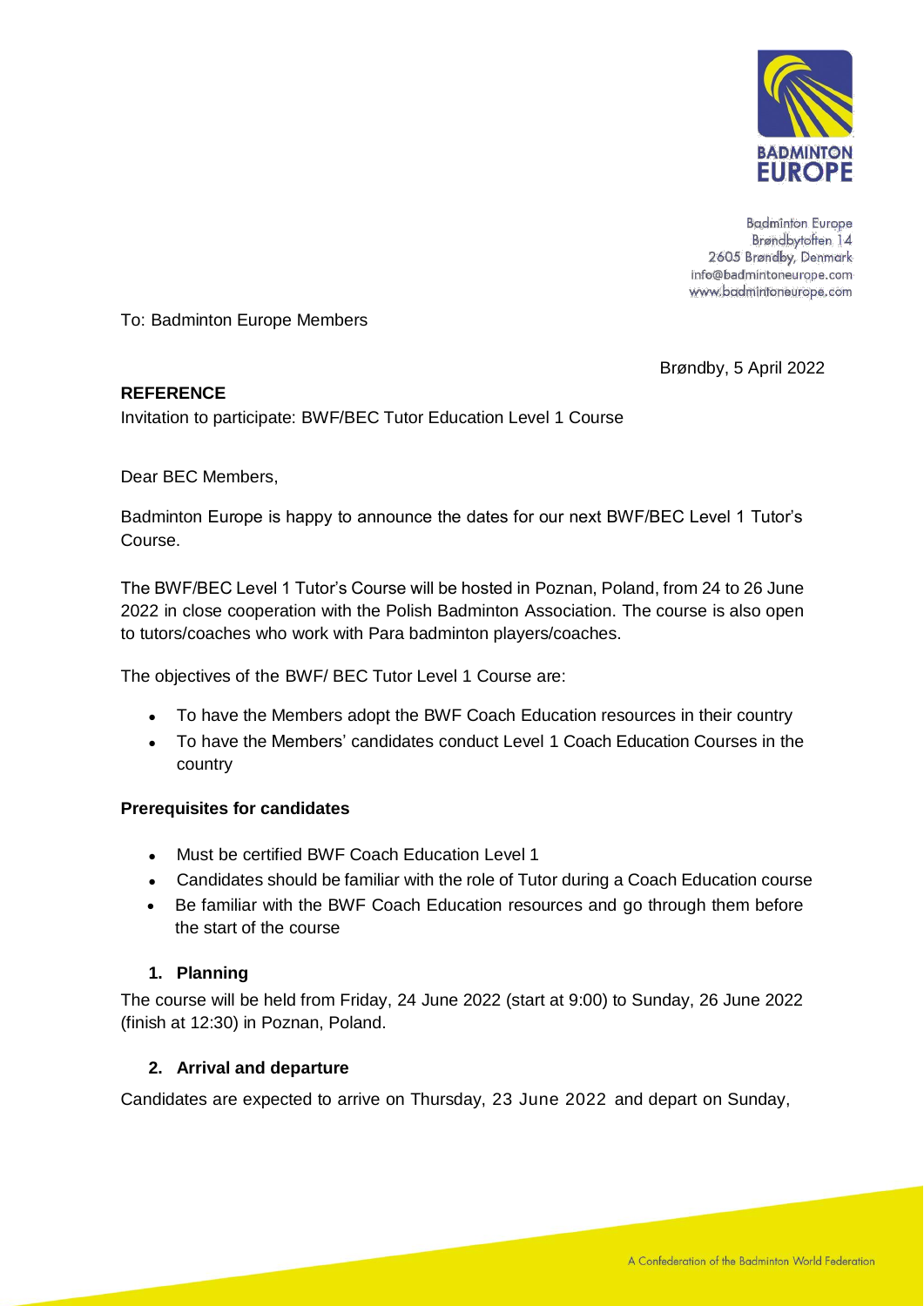Badminton Europe
Brøndbytoften 14
2605 Brøndby, Denmark
info@badmintoneurope.com
www.badmintoneurope.com

To: Badminton Europe Members

Brøndby, 5 April 2022

**REFERENCE**
Invitation to participate: BWF/BEC Tutor Education Level 1 Course

Dear BEC Members,

Badminton Europe is happy to announce the dates for our next BWF/BEC Level 1 Tutor's Course.

The BWF/BEC Level 1 Tutor's Course will be hosted in Poznan, Poland, from 24 to 26 June 2022 in close cooperation with the Polish Badminton Association. The course is also open to tutors/coaches who work with Para badminton players/coaches.

The objectives of the BWF/ BEC Tutor Level 1 Course are:

- To have the Members adopt the BWF Coach Education resources in their country
- To have the Members' candidates conduct Level 1 Coach Education Courses in the country

**Prerequisites for candidates**

- Must be certified BWF Coach Education Level 1
- Candidates should be familiar with the role of Tutor during a Coach Education course
- Be familiar with the BWF Coach Education resources and go through them before the start of the course

**1. Planning**

The course will be held from Friday, 24 June 2022 (start at 9:00) to Sunday, 26 June 2022 (finish at 12:30) in Poznan, Poland.

**2. Arrival and departure**

Candidates are expected to arrive on Thursday, 23 June 2022 and depart on Sunday,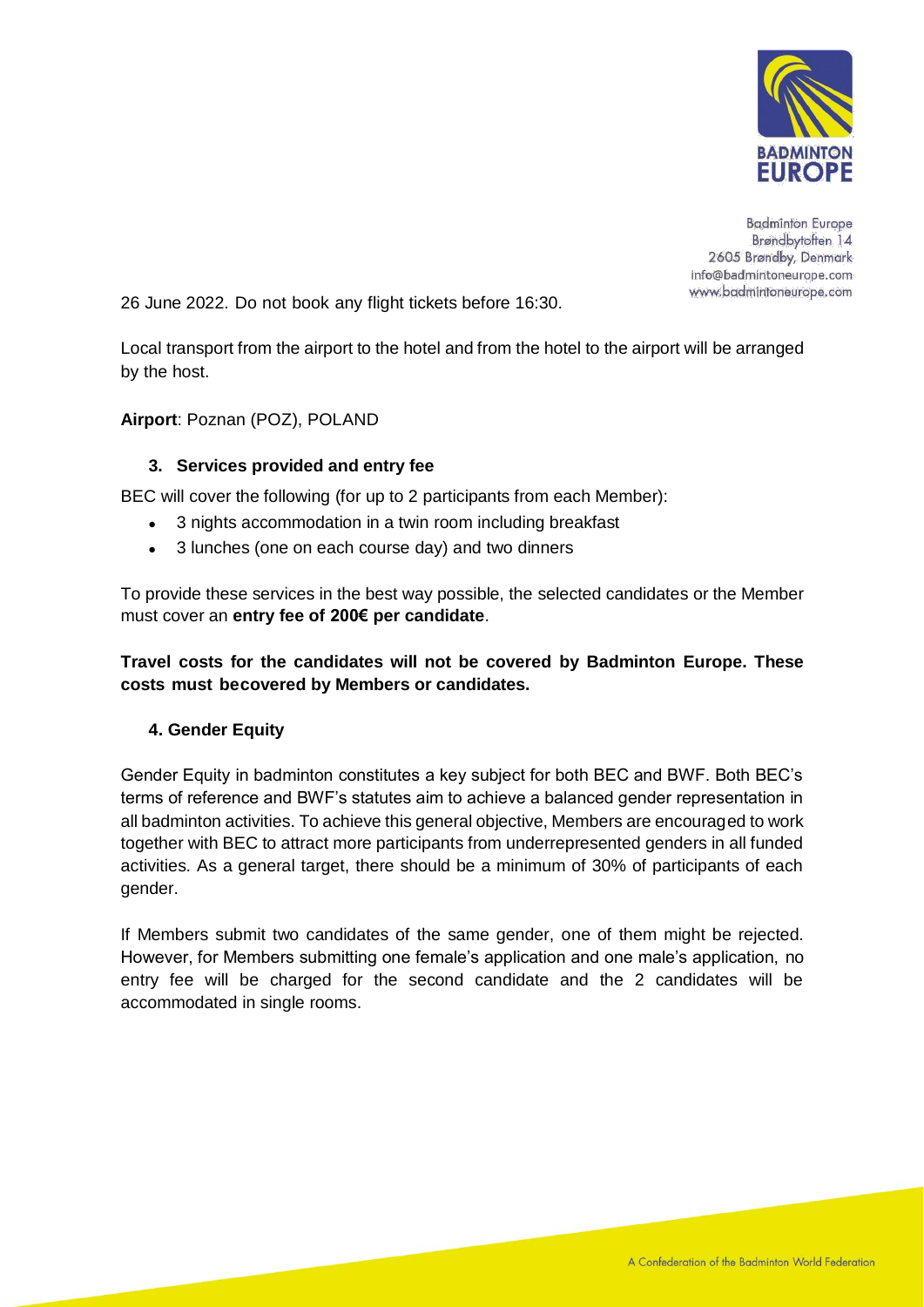26 June 2022. Do not book any flight tickets before 16:30.

Local transport from the airport to the hotel and from the hotel to the airport will be arranged by the host.

**Airport**: Poznan (POZ), POLAND

### 3. Services provided and entry fee

BEC will cover the following (for up to 2 participants from each Member):

- 3 nights accommodation in a twin room including breakfast
- 3 lunches (one on each course day) and two dinners

To provide these services in the best way possible, the selected candidates or the Member must cover an **entry fee of 200€ per candidate**.

**Travel costs for the candidates will not be covered by Badminton Europe. These costs must becovered by Members or candidates.**

### 4. Gender Equity

Gender Equity in badminton constitutes a key subject for both BEC and BWF. Both BEC's terms of reference and BWF's statutes aim to achieve a balanced gender representation in all badminton activities. To achieve this general objective, Members are encouraged to work together with BEC to attract more participants from underrepresented genders in all funded activities. As a general target, there should be a minimum of 30% of participants of each gender.

If Members submit two candidates of the same gender, one of them might be rejected. However, for Members submitting one female's application and one male's application, no entry fee will be charged for the second candidate and the 2 candidates will be accommodated in single rooms.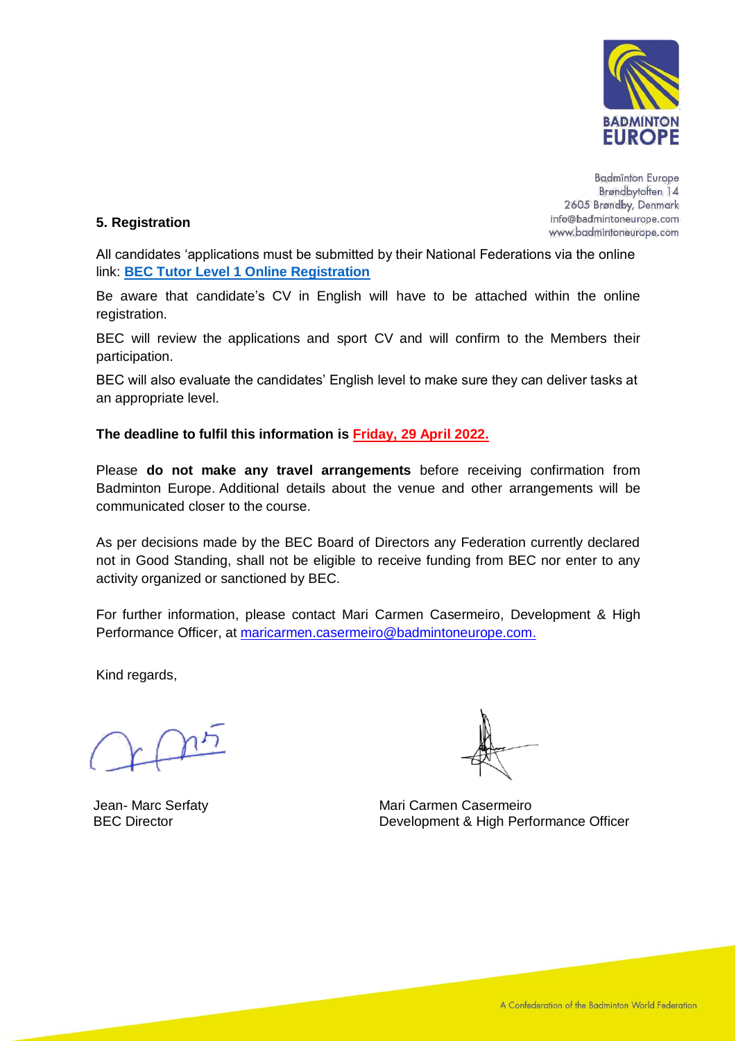Badminton Europe
Brøndbytoften 14
2605 Brøndby, Denmark
info@badmintoneurope.com
www.badmintoneurope.com

## 5. Registration

All candidates 'applications must be submitted by their National Federations via the online link: **[BEC Tutor Level 1 Online Registration]**

Be aware that candidate's CV in English will have to be attached within the online registration.

BEC will review the applications and sport CV and will confirm to the Members their participation.

BEC will also evaluate the candidates' English level to make sure they can deliver tasks at an appropriate level.

**The deadline to fulfil this information is Friday, 29 April 2022.**

Please **do not make any travel arrangements** before receiving confirmation from Badminton Europe. Additional details about the venue and other arrangements will be communicated closer to the course.

As per decisions made by the BEC Board of Directors any Federation currently declared not in Good Standing, shall not be eligible to receive funding from BEC nor enter to any activity organized or sanctioned by BEC.

For further information, please contact Mari Carmen Casermeiro, Development & High Performance Officer, at maricarmen.casermeiro@badmintoneurope.com.

Kind regards,

Jean- Marc Serfaty
BEC Director

Mari Carmen Casermeiro
Development & High Performance Officer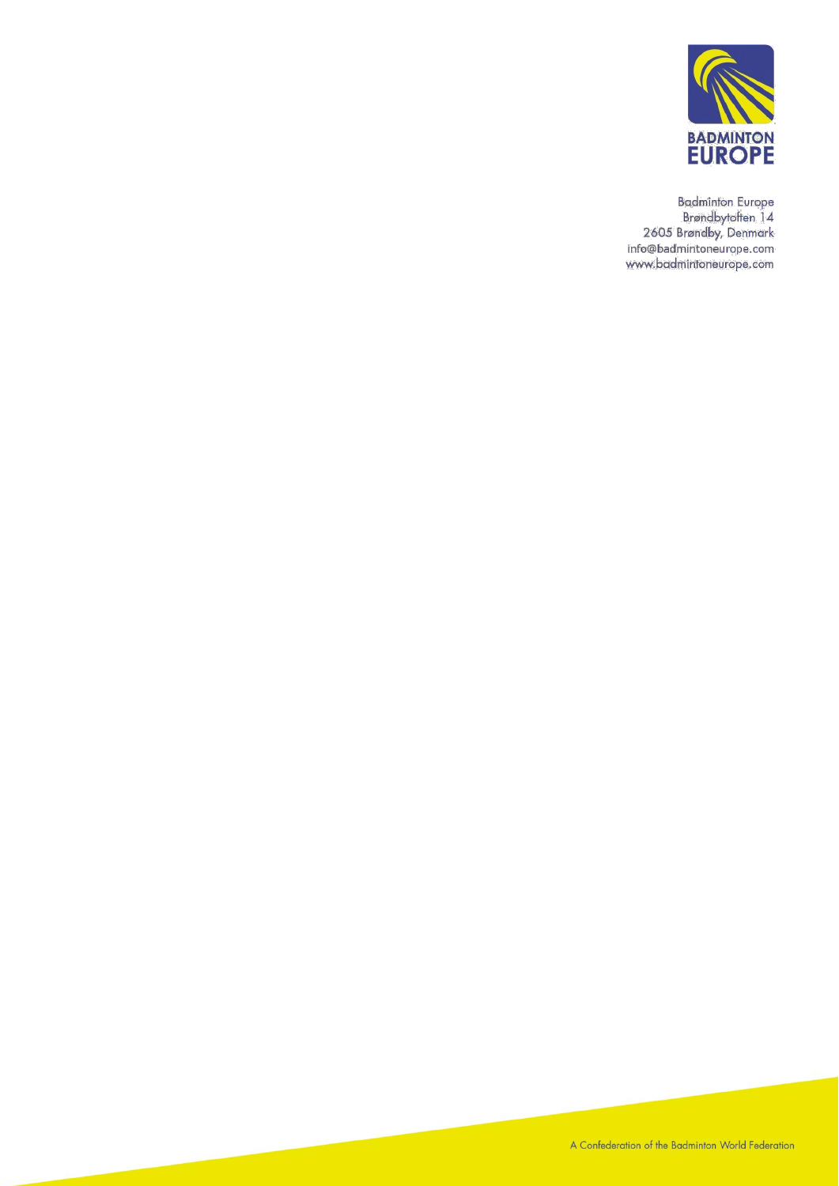BADMINTON EUROPE

Badminton Europe
Brøndbytoften 14
2605 Brøndby, Denmark
info@badmintoneurope.com
www.badmintoneurope.com

A Confederation of the Badminton World Federation